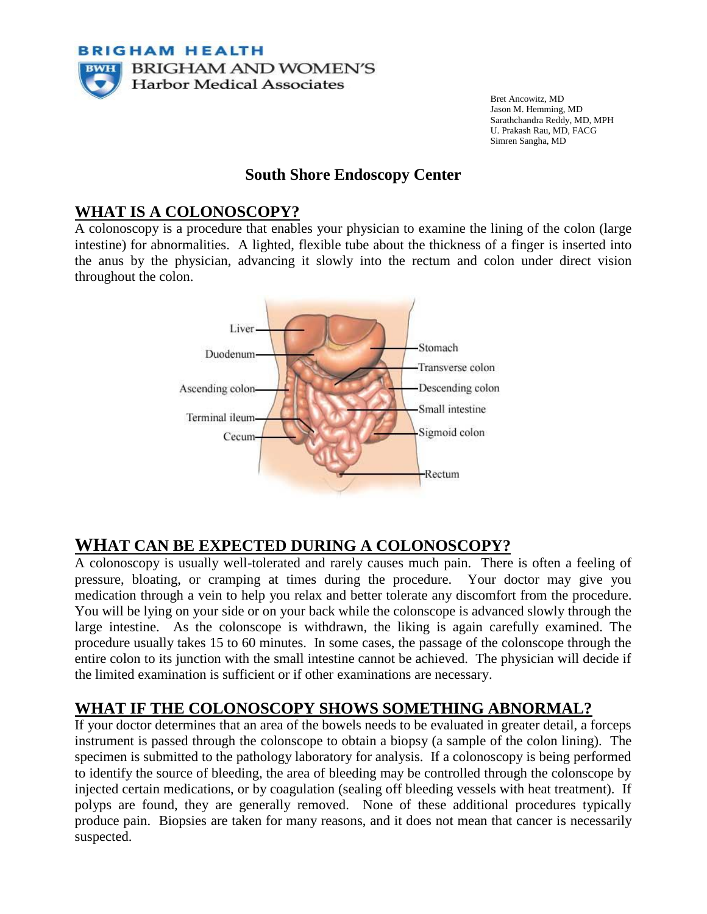BRIGHAM HEALTH

BRIGHAM AND WOMEN'S
Harbor Medical Associates

Bret Ancowitz, MD
Jason M. Hemming, MD
Sarathchandra Reddy, MD, MPH
U. Prakash Rau, MD, FACG
Simren Sangha, MD

## South Shore Endoscopy Center

## WHAT IS A COLONOSCOPY?

A colonoscopy is a procedure that enables your physician to examine the lining of the colon (large intestine) for abnormalities. A lighted, flexible tube about the thickness of a finger is inserted into the anus by the physician, advancing it slowly into the rectum and colon under direct vision throughout the colon.

Liver
Duodenum
Ascending colon
Terminal ileum
Cecum
Stomach
Transverse colon
Descending colon
Small intestine
Sigmoid colon
Rectum

## WHAT CAN BE EXPECTED DURING A COLONOSCOPY?

A colonoscopy is usually well-tolerated and rarely causes much pain. There is often a feeling of pressure, bloating, or cramping at times during the procedure. Your doctor may give you medication through a vein to help you relax and better tolerate any discomfort from the procedure. You will be lying on your side or on your back while the colonscope is advanced slowly through the large intestine. As the colonscope is withdrawn, the liking is again carefully examined. The procedure usually takes 15 to 60 minutes. In some cases, the passage of the colonscope through the entire colon to its junction with the small intestine cannot be achieved. The physician will decide if the limited examination is sufficient or if other examinations are necessary.

## WHAT IF THE COLONOSCOPY SHOWS SOMETHING ABNORMAL?

If your doctor determines that an area of the bowels needs to be evaluated in greater detail, a forceps instrument is passed through the colonscope to obtain a biopsy (a sample of the colon lining). The specimen is submitted to the pathology laboratory for analysis. If a colonoscopy is being performed to identify the source of bleeding, the area of bleeding may be controlled through the colonscope by injected certain medications, or by coagulation (sealing off bleeding vessels with heat treatment). If polyps are found, they are generally removed. None of these additional procedures typically produce pain. Biopsies are taken for many reasons, and it does not mean that cancer is necessarily suspected.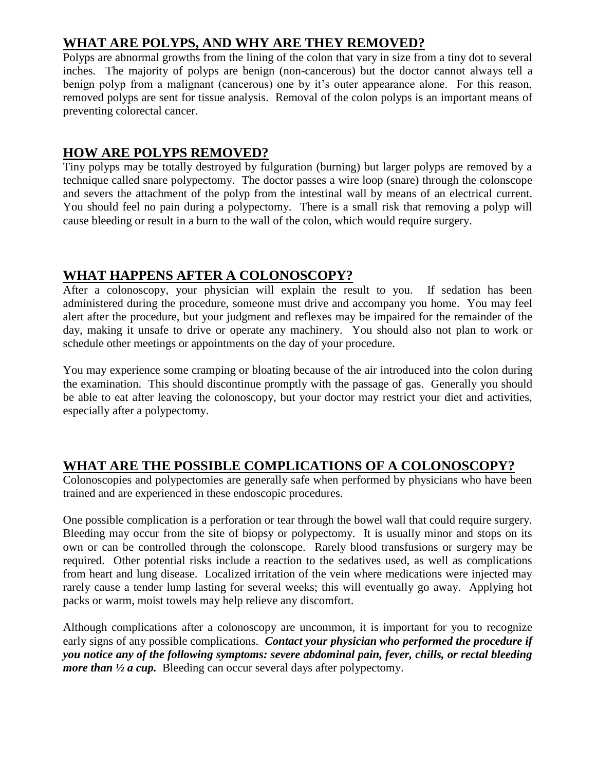## WHAT ARE POLYPS, AND WHY ARE THEY REMOVED?

Polyps are abnormal growths from the lining of the colon that vary in size from a tiny dot to several inches. The majority of polyps are benign (non-cancerous) but the doctor cannot always tell a benign polyp from a malignant (cancerous) one by it's outer appearance alone. For this reason, removed polyps are sent for tissue analysis. Removal of the colon polyps is an important means of preventing colorectal cancer.

## HOW ARE POLYPS REMOVED?

Tiny polyps may be totally destroyed by fulguration (burning) but larger polyps are removed by a technique called snare polypectomy. The doctor passes a wire loop (snare) through the colonscope and severs the attachment of the polyp from the intestinal wall by means of an electrical current. You should feel no pain during a polypectomy. There is a small risk that removing a polyp will cause bleeding or result in a burn to the wall of the colon, which would require surgery.

## WHAT HAPPENS AFTER A COLONOSCOPY?

After a colonoscopy, your physician will explain the result to you. If sedation has been administered during the procedure, someone must drive and accompany you home. You may feel alert after the procedure, but your judgment and reflexes may be impaired for the remainder of the day, making it unsafe to drive or operate any machinery. You should also not plan to work or schedule other meetings or appointments on the day of your procedure.

You may experience some cramping or bloating because of the air introduced into the colon during the examination. This should discontinue promptly with the passage of gas. Generally you should be able to eat after leaving the colonoscopy, but your doctor may restrict your diet and activities, especially after a polypectomy.

## WHAT ARE THE POSSIBLE COMPLICATIONS OF A COLONOSCOPY?

Colonoscopies and polypectomies are generally safe when performed by physicians who have been trained and are experienced in these endoscopic procedures.

One possible complication is a perforation or tear through the bowel wall that could require surgery. Bleeding may occur from the site of biopsy or polypectomy. It is usually minor and stops on its own or can be controlled through the colonscope. Rarely blood transfusions or surgery may be required. Other potential risks include a reaction to the sedatives used, as well as complications from heart and lung disease. Localized irritation of the vein where medications were injected may rarely cause a tender lump lasting for several weeks; this will eventually go away. Applying hot packs or warm, moist towels may help relieve any discomfort.

Although complications after a colonoscopy are uncommon, it is important for you to recognize early signs of any possible complications. ***Contact your physician who performed the procedure if you notice any of the following symptoms: severe abdominal pain, fever, chills, or rectal bleeding more than ½ a cup.*** Bleeding can occur several days after polypectomy.